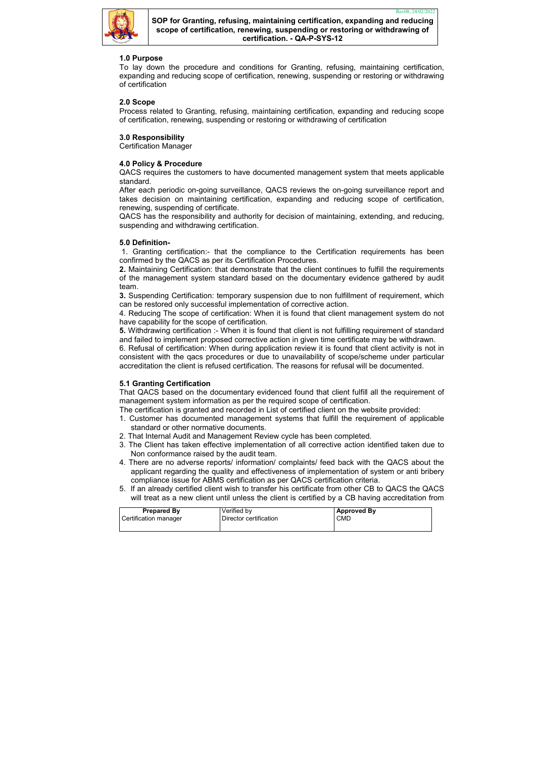# SOP for Granting, refusing, maintaining certification, expanding and reducing scope of certification, renewing, suspending or restoring or withdrawing of certification. - QA-P-SYS-12

## 1.0 Purpose

To lay down the procedure and conditions for Granting, refusing, maintaining certification, expanding and reducing scope of certification, renewing, suspending or restoring or withdrawing of certification

## 2.0 Scope

Process related to Granting, refusing, maintaining certification, expanding and reducing scope of certification, renewing, suspending or restoring or withdrawing of certification

## 3.0 Responsibility

Certification Manager

## 4.0 Policy & Procedure

QACS requires the customers to have documented management system that meets applicable standard.

After each periodic on-going surveillance, QACS reviews the on-going surveillance report and takes decision on maintaining certification, expanding and reducing scope of certification, renewing, suspending of certificate.

QACS has the responsibility and authority for decision of maintaining, extending, and reducing, suspending and withdrawing certification.

## 5.0 Definition-

1. Granting certification:- that the compliance to the Certification requirements has been confirmed by the QACS as per its Certification Procedures.

**2.** Maintaining Certification: that demonstrate that the client continues to fulfill the requirements of the management system standard based on the documentary evidence gathered by audit team.

**3.** Suspending Certification: temporary suspension due to non fulfillment of requirement, which can be restored only successful implementation of corrective action.

4. Reducing The scope of certification: When it is found that client management system do not have capability for the scope of certification.

**5.** Withdrawing certification :- When it is found that client is not fulfilling requirement of standard and failed to implement proposed corrective action in given time certificate may be withdrawn.

6. Refusal of certification: When during application review it is found that client activity is not in consistent with the qacs procedures or due to unavailability of scope/scheme under particular accreditation the client is refused certification. The reasons for refusal will be documented.

## 5.1 Granting Certification

That QACS based on the documentary evidenced found that client fulfill all the requirement of management system information as per the required scope of certification.

The certification is granted and recorded in List of certified client on the website provided:

1. Customer has documented management systems that fulfill the requirement of applicable standard or other normative documents.
2. That Internal Audit and Management Review cycle has been completed.
3. The Client has taken effective implementation of all corrective action identified taken due to Non conformance raised by the audit team.
4. There are no adverse reports/ information/ complaints/ feed back with the QACS about the applicant regarding the quality and effectiveness of implementation of system or anti bribery compliance issue for ABMS certification as per QACS certification criteria.
5. If an already certified client wish to transfer his certificate from other CB to QACS the QACS will treat as a new client until unless the client is certified by a CB having accreditation from

| Prepared By | Verified by | Approved By |
|---|---|---|
| Certification manager | Director certification | CMD |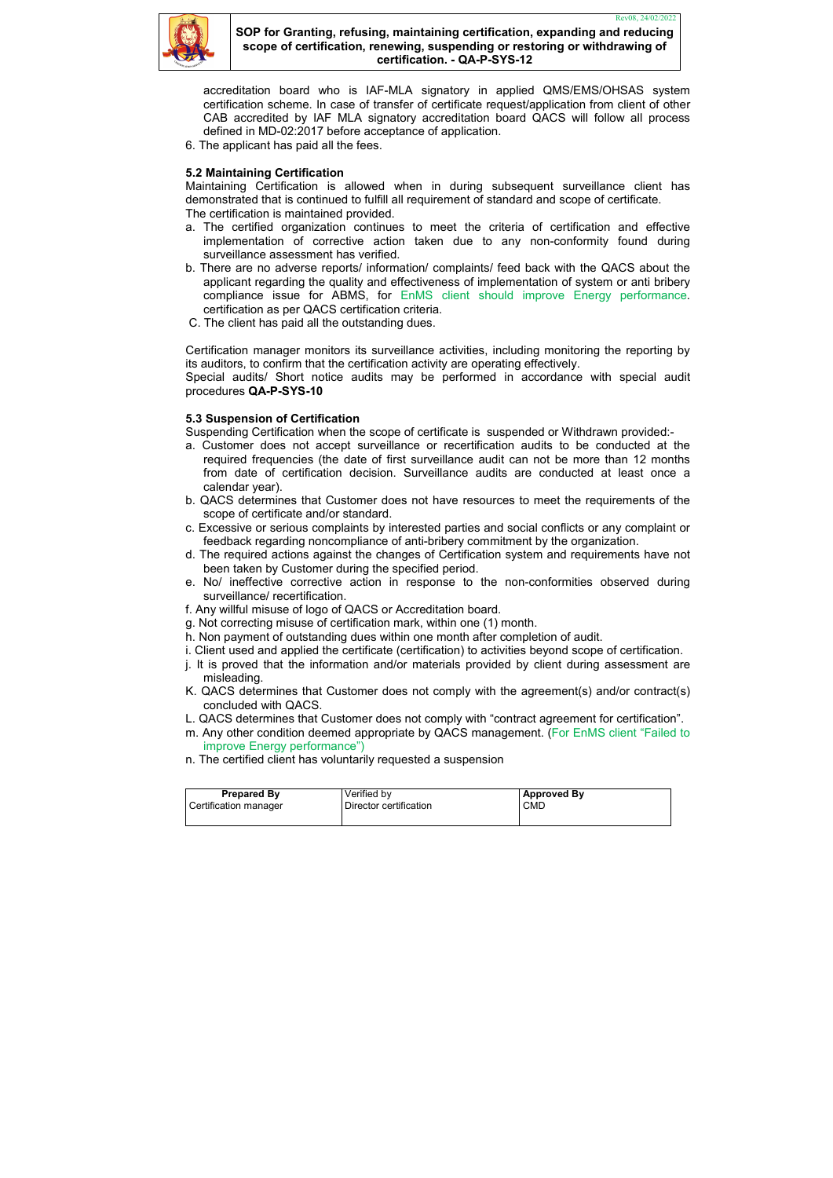accreditation board who is IAF-MLA signatory in applied QMS/EMS/OHSAS system certification scheme. In case of transfer of certificate request/application from client of other CAB accredited by IAF MLA signatory accreditation board QACS will follow all process defined in MD-02:2017 before acceptance of application.

6. The applicant has paid all the fees.

### 5.2 Maintaining Certification

Maintaining Certification is allowed when in during subsequent surveillance client has demonstrated that is continued to fulfill all requirement of standard and scope of certificate.

The certification is maintained provided.

a. The certified organization continues to meet the criteria of certification and effective implementation of corrective action taken due to any non-conformity found during surveillance assessment has verified.

b. There are no adverse reports/ information/ complaints/ feed back with the QACS about the applicant regarding the quality and effectiveness of implementation of system or anti bribery compliance issue for ABMS, for EnMS client should improve Energy performance. certification as per QACS certification criteria.

C. The client has paid all the outstanding dues.

Certification manager monitors its surveillance activities, including monitoring the reporting by its auditors, to confirm that the certification activity are operating effectively.

Special audits/ Short notice audits may be performed in accordance with special audit procedures **QA-P-SYS-10**

### 5.3 Suspension of Certification

Suspending Certification when the scope of certificate is suspended or Withdrawn provided:-

a. Customer does not accept surveillance or recertification audits to be conducted at the required frequencies (the date of first surveillance audit can not be more than 12 months from date of certification decision. Surveillance audits are conducted at least once a calendar year).

b. QACS determines that Customer does not have resources to meet the requirements of the scope of certificate and/or standard.

c. Excessive or serious complaints by interested parties and social conflicts or any complaint or feedback regarding noncompliance of anti-bribery commitment by the organization.

d. The required actions against the changes of Certification system and requirements have not been taken by Customer during the specified period.

e. No/ ineffective corrective action in response to the non-conformities observed during surveillance/ recertification.

f. Any willful misuse of logo of QACS or Accreditation board.

g. Not correcting misuse of certification mark, within one (1) month.

h. Non payment of outstanding dues within one month after completion of audit.

i. Client used and applied the certificate (certification) to activities beyond scope of certification.

j. It is proved that the information and/or materials provided by client during assessment are misleading.

K. QACS determines that Customer does not comply with the agreement(s) and/or contract(s) concluded with QACS.

L. QACS determines that Customer does not comply with "contract agreement for certification".

m. Any other condition deemed appropriate by QACS management. (For EnMS client "Failed to improve Energy performance")

n. The certified client has voluntarily requested a suspension

| **Prepared By** | Verified by | **Approved By** |
|---|---|---|
| Certification manager | Director certification | CMD |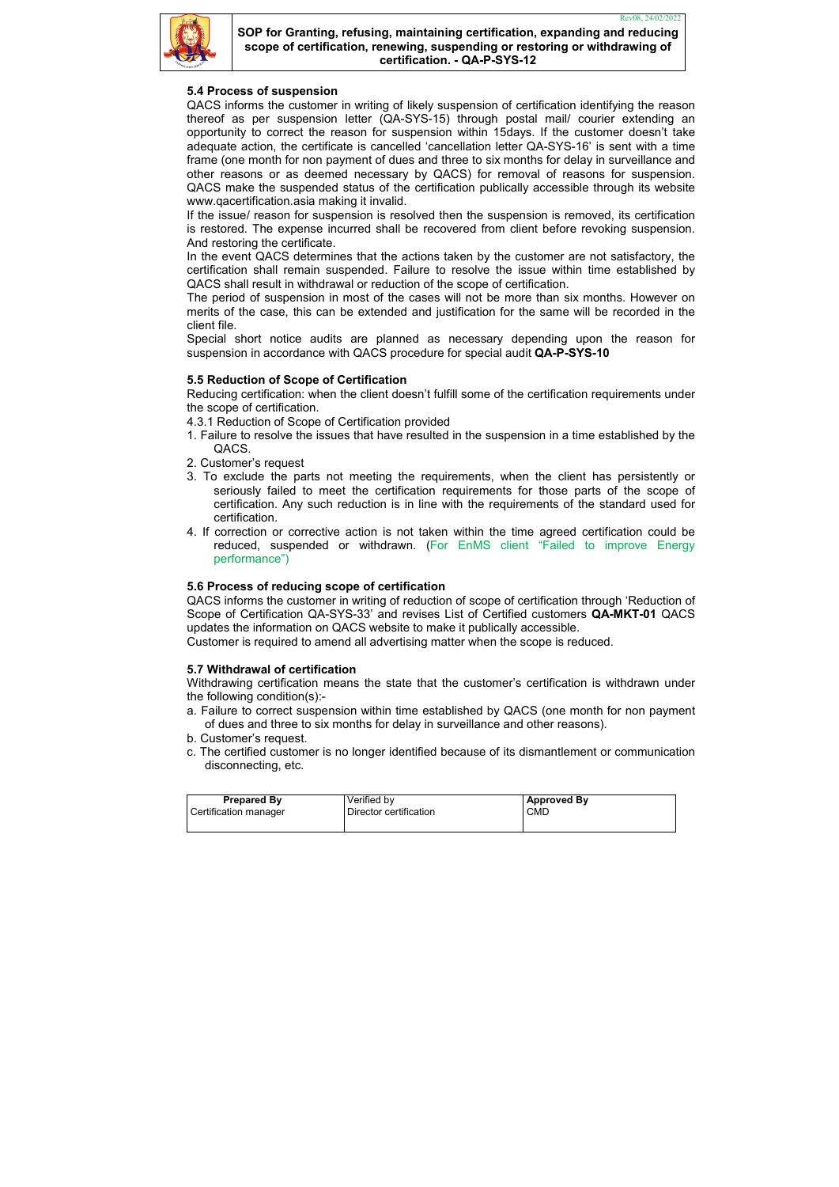### 5.4 Process of suspension

QACS informs the customer in writing of likely suspension of certification identifying the reason thereof as per suspension letter (QA-SYS-15) through postal mail/ courier extending an opportunity to correct the reason for suspension within 15days. If the customer doesn't take adequate action, the certificate is cancelled 'cancellation letter QA-SYS-16' is sent with a time frame (one month for non payment of dues and three to six months for delay in surveillance and other reasons or as deemed necessary by QACS) for removal of reasons for suspension. QACS make the suspended status of the certification publically accessible through its website www.qacertification.asia making it invalid.

If the issue/ reason for suspension is resolved then the suspension is removed, its certification is restored. The expense incurred shall be recovered from client before revoking suspension. And restoring the certificate.

In the event QACS determines that the actions taken by the customer are not satisfactory, the certification shall remain suspended. Failure to resolve the issue within time established by QACS shall result in withdrawal or reduction of the scope of certification.

The period of suspension in most of the cases will not be more than six months. However on merits of the case, this can be extended and justification for the same will be recorded in the client file.

Special short notice audits are planned as necessary depending upon the reason for suspension in accordance with QACS procedure for special audit **QA-P-SYS-10**

### 5.5 Reduction of Scope of Certification

Reducing certification: when the client doesn't fulfill some of the certification requirements under the scope of certification.

4.3.1 Reduction of Scope of Certification provided

1. Failure to resolve the issues that have resulted in the suspension in a time established by the QACS.
2. Customer's request
3. To exclude the parts not meeting the requirements, when the client has persistently or seriously failed to meet the certification requirements for those parts of the scope of certification. Any such reduction is in line with the requirements of the standard used for certification.
4. If correction or corrective action is not taken within the time agreed certification could be reduced, suspended or withdrawn. (For EnMS client "Failed to improve Energy performance")

### 5.6 Process of reducing scope of certification

QACS informs the customer in writing of reduction of scope of certification through 'Reduction of Scope of Certification QA-SYS-33' and revises List of Certified customers **QA-MKT-01** QACS updates the information on QACS website to make it publically accessible.

Customer is required to amend all advertising matter when the scope is reduced.

### 5.7 Withdrawal of certification

Withdrawing certification means the state that the customer's certification is withdrawn under the following condition(s):-

a. Failure to correct suspension within time established by QACS (one month for non payment of dues and three to six months for delay in surveillance and other reasons).

b. Customer's request.

c. The certified customer is no longer identified because of its dismantlement or communication disconnecting, etc.

| **Prepared By** | Verified by | **Approved By** |
|---|---|---|
| Certification manager | Director certification | CMD |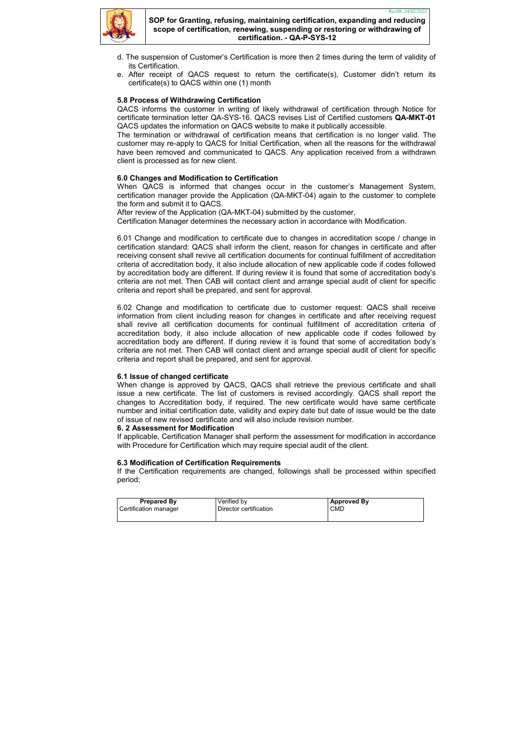d. The suspension of Customer's Certification is more then 2 times during the term of validity of its Certification.

e. After receipt of QACS request to return the certificate(s), Customer didn't return its certificate(s) to QACS within one (1) month

### 5.8 Process of Withdrawing Certification

QACS informs the customer in writing of likely withdrawal of certification through Notice for certificate termination letter QA-SYS-16. QACS revises List of Certified customers **QA-MKT-01** QACS updates the information on QACS website to make it publically accessible.

The termination or withdrawal of certification means that certification is no longer valid. The customer may re-apply to QACS for Initial Certification, when all the reasons for the withdrawal have been removed and communicated to QACS. Any application received from a withdrawn client is processed as for new client.

### 6.0 Changes and Modification to Certification

When QACS is informed that changes occur in the customer's Management System, certification manager provide the Application (QA-MKT-04) again to the customer to complete the form and submit it to QACS.

After review of the Application (QA-MKT-04) submitted by the customer,

Certification Manager determines the necessary action in accordance with Modification.

6.01 Change and modification to certificate due to changes in accreditation scope / change in certification standard: QACS shall inform the client, reason for changes in certificate and after receiving consent shall revive all certification documents for continual fulfillment of accreditation criteria of accreditation body, it also include allocation of new applicable code if codes followed by accreditation body are different. If during review it is found that some of accreditation body's criteria are not met. Then CAB will contact client and arrange special audit of client for specific criteria and report shall be prepared, and sent for approval.

6.02 Change and modification to certificate due to customer request: QACS shall receive information from client including reason for changes in certificate and after receiving request shall revive all certification documents for continual fulfillment of accreditation criteria of accreditation body, it also include allocation of new applicable code if codes followed by accreditation body are different. If during review it is found that some of accreditation body's criteria are not met. Then CAB will contact client and arrange special audit of client for specific criteria and report shall be prepared, and sent for approval.

### 6.1 Issue of changed certificate

When change is approved by QACS, QACS shall retrieve the previous certificate and shall issue a new certificate. The list of customers is revised accordingly. QACS shall report the changes to Accreditation body, if required. The new certificate would have same certificate number and initial certification date, validity and expiry date but date of issue would be the date of issue of new revised certificate and will also include revision number.

### 6. 2 Assessment for Modification

If applicable, Certification Manager shall perform the assessment for modification in accordance with Procedure for Certification which may require special audit of the client.

### 6.3 Modification of Certification Requirements

If the Certification requirements are changed, followings shall be processed within specified period;

| **Prepared By** | Verified by | **Approved By** |
|---|---|---|
| Certification manager | Director certification | CMD |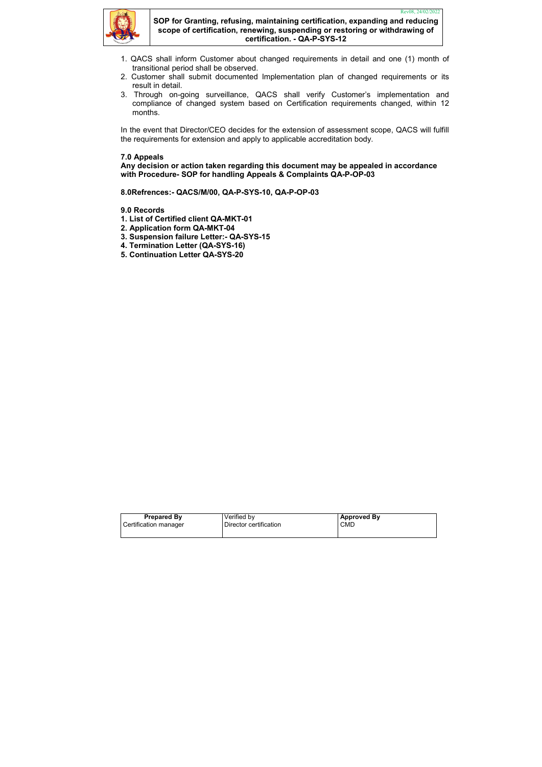1. QACS shall inform Customer about changed requirements in detail and one (1) month of transitional period shall be observed.
2. Customer shall submit documented Implementation plan of changed requirements or its result in detail.
3. Through on-going surveillance, QACS shall verify Customer's implementation and compliance of changed system based on Certification requirements changed, within 12 months.

In the event that Director/CEO decides for the extension of assessment scope, QACS will fulfill the requirements for extension and apply to applicable accreditation body.

**7.0 Appeals**

**Any decision or action taken regarding this document may be appealed in accordance with Procedure- SOP for handling Appeals & Complaints QA-P-OP-03**

**8.0Refrences:- QACS/M/00, QA-P-SYS-10, QA-P-OP-03**

**9.0 Records**

**1. List of Certified client QA-MKT-01**
**2. Application form QA-MKT-04**
**3. Suspension failure Letter:- QA-SYS-15**
**4. Termination Letter (QA-SYS-16)**
**5. Continuation Letter QA-SYS-20**

| **Prepared By** | Verified by | **Approved By** |
|---|---|---|
| Certification manager | Director certification | CMD |